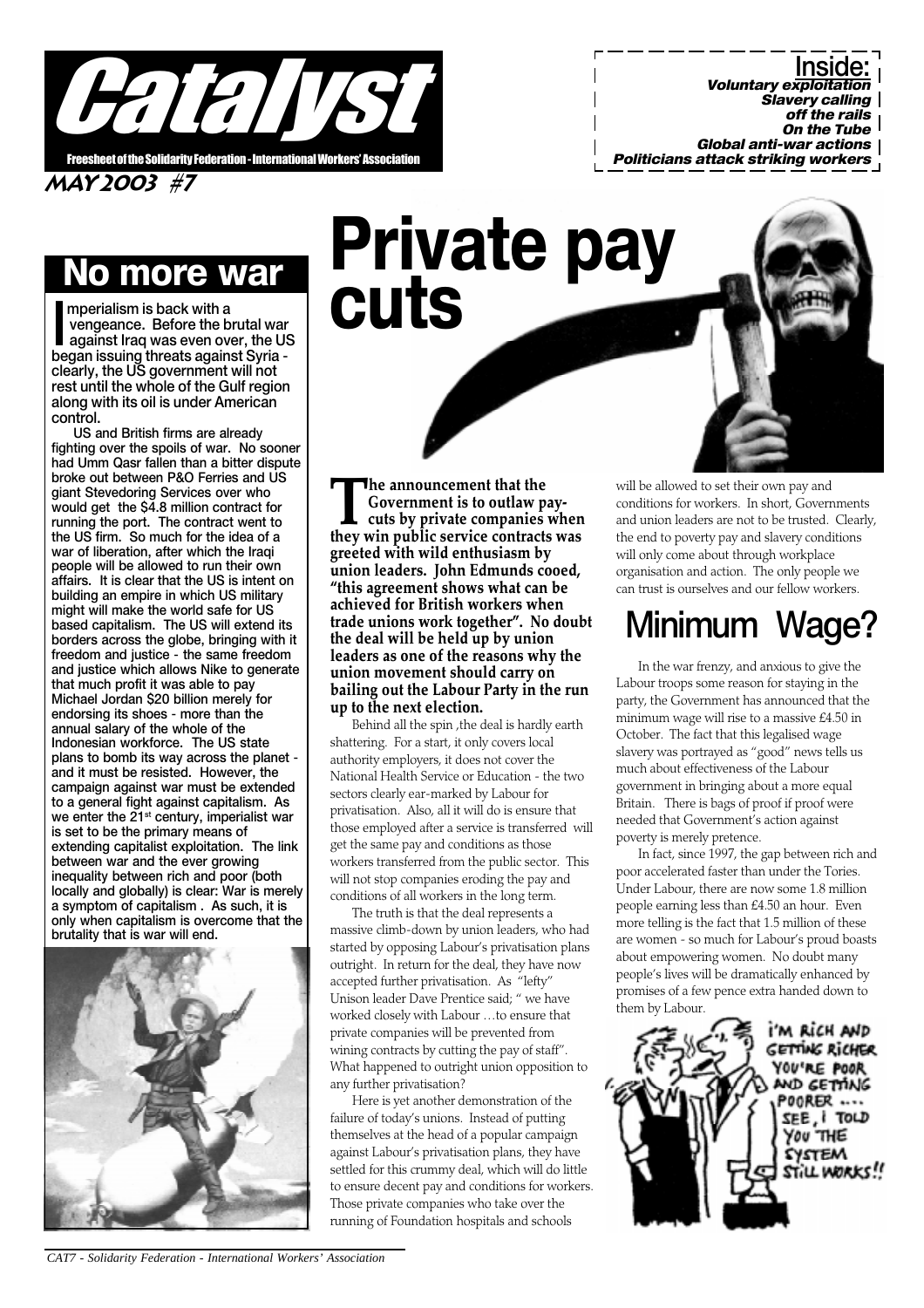# Catalyst

Freesheet of the Solidarity Federation - International Workers' Association

MAY 2003 #7

**Inside:**
*Voluntary exploitation*
*Slavery calling*
*off the rails*
*On the Tube*
*Global anti-war actions*
*Politicians attack striking workers*

## No more war

**Imperialism is back with a vengeance. Before the brutal war against Iraq was even over, the US began issuing threats against Syria - clearly, the US government will not rest until the whole of the Gulf region along with its oil is under American control.**

US and British firms are already fighting over the spoils of war. No sooner had Umm Qasr fallen than a bitter dispute broke out between P&O Ferries and US giant Stevedoring Services over who would get the $4.8 million contract for running the port. The contract went to the US firm. So much for the idea of a war of liberation, after which the Iraqi people will be allowed to run their own affairs. It is clear that the US is intent on building an empire in which US military might will make the world safe for US based capitalism. The US will extend its borders across the globe, bringing with it freedom and justice - the same freedom and justice which allows Nike to generate that much profit it was able to pay Michael Jordan $20 billion merely for endorsing its shoes - more than the annual salary of the whole of the Indonesian workforce. The US state plans to bomb its way across the planet - and it must be resisted. However, the campaign against war must be extended to a general fight against capitalism. As we enter the 21st century, imperialist war is set to be the primary means of extending capitalist exploitation. The link between war and the ever growing inequality between rich and poor (both locally and globally) is clear: War is merely a symptom of capitalism . As such, it is only when capitalism is overcome that the brutality that is war will end.

# Private pay cuts

**The announcement that the Government is to outlaw pay-cuts by private companies when they win public service contracts was greeted with wild enthusiasm by union leaders. John Edmunds cooed, "this agreement shows what can be achieved for British workers when trade unions work together". No doubt the deal will be held up by union leaders as one of the reasons why the union movement should carry on bailing out the Labour Party in the run up to the next election.**

Behind all the spin ,the deal is hardly earth shattering. For a start, it only covers local authority employers, it does not cover the National Health Service or Education - the two sectors clearly ear-marked by Labour for privatisation. Also, all it will do is ensure that those employed after a service is transferred will get the same pay and conditions as those workers transferred from the public sector. This will not stop companies eroding the pay and conditions of all workers in the long term.

The truth is that the deal represents a massive climb-down by union leaders, who had started by opposing Labour's privatisation plans outright. In return for the deal, they have now accepted further privatisation. As "lefty" Unison leader Dave Prentice said; " we have worked closely with Labour …to ensure that private companies will be prevented from wining contracts by cutting the pay of staff". What happened to outright union opposition to any further privatisation?

Here is yet another demonstration of the failure of today's unions. Instead of putting themselves at the head of a popular campaign against Labour's privatisation plans, they have settled for this crummy deal, which will do little to ensure decent pay and conditions for workers. Those private companies who take over the running of Foundation hospitals and schools will be allowed to set their own pay and conditions for workers. In short, Governments and union leaders are not to be trusted. Clearly, the end to poverty pay and slavery conditions will only come about through workplace organisation and action. The only people we can trust is ourselves and our fellow workers.

## Minimum Wage?

In the war frenzy, and anxious to give the Labour troops some reason for staying in the party, the Government has announced that the minimum wage will rise to a massive £4.50 in October. The fact that this legalised wage slavery was portrayed as "good" news tells us much about effectiveness of the Labour government in bringing about a more equal Britain. There is bags of proof if proof were needed that Government's action against poverty is merely pretence.

In fact, since 1997, the gap between rich and poor accelerated faster than under the Tories. Under Labour, there are now some 1.8 million people earning less than £4.50 an hour. Even more telling is the fact that 1.5 million of these are women - so much for Labour's proud boasts about empowering women. No doubt many people's lives will be dramatically enhanced by promises of a few pence extra handed down to them by Labour.

I'M RICH AND GETTING RICHER YOU'RE POOR AND GETTING POORER .... SEE, I TOLD YOU THE SYSTEM STILL WORKS!!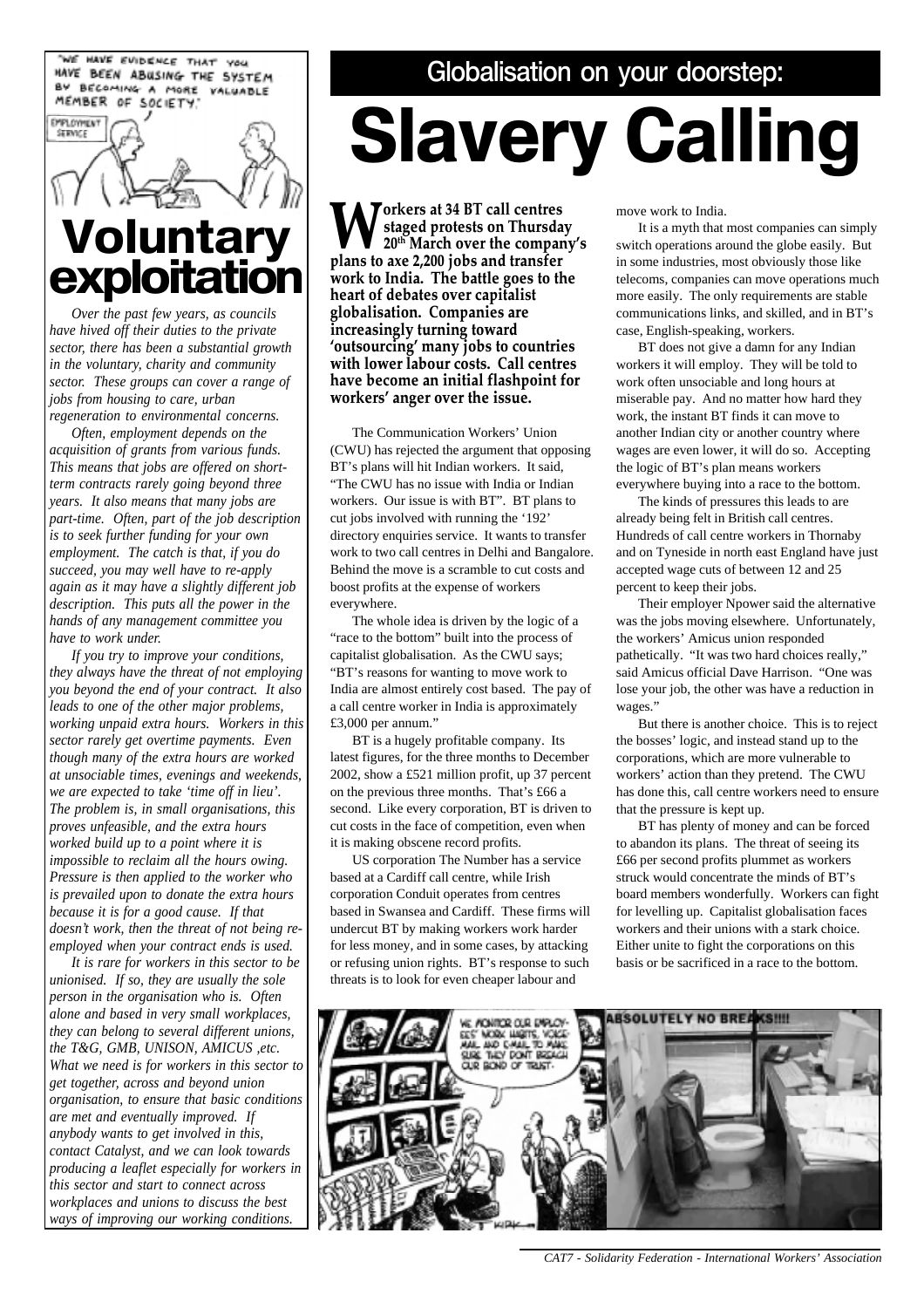# Voluntary exploitation

*Over the past few years, as councils have hived off their duties to the private sector, there has been a substantial growth in the voluntary, charity and community sector. These groups can cover a range of jobs from housing to care, urban regeneration to environmental concerns.*

*Often, employment depends on the acquisition of grants from various funds. This means that jobs are offered on short-term contracts rarely going beyond three years. It also means that many jobs are part-time. Often, part of the job description is to seek further funding for your own employment. The catch is that, if you do succeed, you may well have to re-apply again as it may have a slightly different job description. This puts all the power in the hands of any management committee you have to work under.*

*If you try to improve your conditions, they always have the threat of not employing you beyond the end of your contract. It also leads to one of the other major problems, working unpaid extra hours. Workers in this sector rarely get overtime payments. Even though many of the extra hours are worked at unsociable times, evenings and weekends, we are expected to take 'time off in lieu'. The problem is, in small organisations, this proves unfeasible, and the extra hours worked build up to a point where it is impossible to reclaim all the hours owing. Pressure is then applied to the worker who is prevailed upon to donate the extra hours because it is for a good cause. If that doesn't work, then the threat of not being re-employed when your contract ends is used.*

*It is rare for workers in this sector to be unionised. If so, they are usually the sole person in the organisation who is. Often alone and based in very small workplaces, they can belong to several different unions, the T&G, GMB, UNISON, AMICUS ,etc. What we need is for workers in this sector to get together, across and beyond union organisation, to ensure that basic conditions are met and eventually improved. If anybody wants to get involved in this, contact Catalyst, and we can look towards producing a leaflet especially for workers in this sector and start to connect across workplaces and unions to discuss the best ways of improving our working conditions.*

## Globalisation on your doorstep:

# Slavery Calling

**Workers at 34 BT call centres staged protests on Thursday 20th March over the company's plans to axe 2,200 jobs and transfer work to India. The battle goes to the heart of debates over capitalist globalisation. Companies are increasingly turning toward 'outsourcing' many jobs to countries with lower labour costs. Call centres have become an initial flashpoint for workers' anger over the issue.**

The Communication Workers' Union (CWU) has rejected the argument that opposing BT's plans will hit Indian workers. It said, "The CWU has no issue with India or Indian workers. Our issue is with BT". BT plans to cut jobs involved with running the '192' directory enquiries service. It wants to transfer work to two call centres in Delhi and Bangalore. Behind the move is a scramble to cut costs and boost profits at the expense of workers everywhere.

The whole idea is driven by the logic of a "race to the bottom" built into the process of capitalist globalisation. As the CWU says; "BT's reasons for wanting to move work to India are almost entirely cost based. The pay of a call centre worker in India is approximately £3,000 per annum."

BT is a hugely profitable company. Its latest figures, for the three months to December 2002, show a £521 million profit, up 37 percent on the previous three months. That's £66 a second. Like every corporation, BT is driven to cut costs in the face of competition, even when it is making obscene record profits.

US corporation The Number has a service based at a Cardiff call centre, while Irish corporation Conduit operates from centres based in Swansea and Cardiff. These firms will undercut BT by making workers work harder for less money, and in some cases, by attacking or refusing union rights. BT's response to such threats is to look for even cheaper labour and move work to India.

It is a myth that most companies can simply switch operations around the globe easily. But in some industries, most obviously those like telecoms, companies can move operations much more easily. The only requirements are stable communications links, and skilled, and in BT's case, English-speaking, workers.

BT does not give a damn for any Indian workers it will employ. They will be told to work often unsociable and long hours at miserable pay. And no matter how hard they work, the instant BT finds it can move to another Indian city or another country where wages are even lower, it will do so. Accepting the logic of BT's plan means workers everywhere buying into a race to the bottom.

The kinds of pressures this leads to are already being felt in British call centres. Hundreds of call centre workers in Thornaby and on Tyneside in north east England have just accepted wage cuts of between 12 and 25 percent to keep their jobs.

Their employer Npower said the alternative was the jobs moving elsewhere. Unfortunately, the workers' Amicus union responded pathetically. "It was two hard choices really," said Amicus official Dave Harrison. "One was lose your job, the other was have a reduction in wages."

But there is another choice. This is to reject the bosses' logic, and instead stand up to the corporations, which are more vulnerable to workers' action than they pretend. The CWU has done this, call centre workers need to ensure that the pressure is kept up.

BT has plenty of money and can be forced to abandon its plans. The threat of seeing its £66 per second profits plummet as workers struck would concentrate the minds of BT's board members wonderfully. Workers can fight for levelling up. Capitalist globalisation faces workers and their unions with a stark choice. Either unite to fight the corporations on this basis or be sacrificed in a race to the bottom.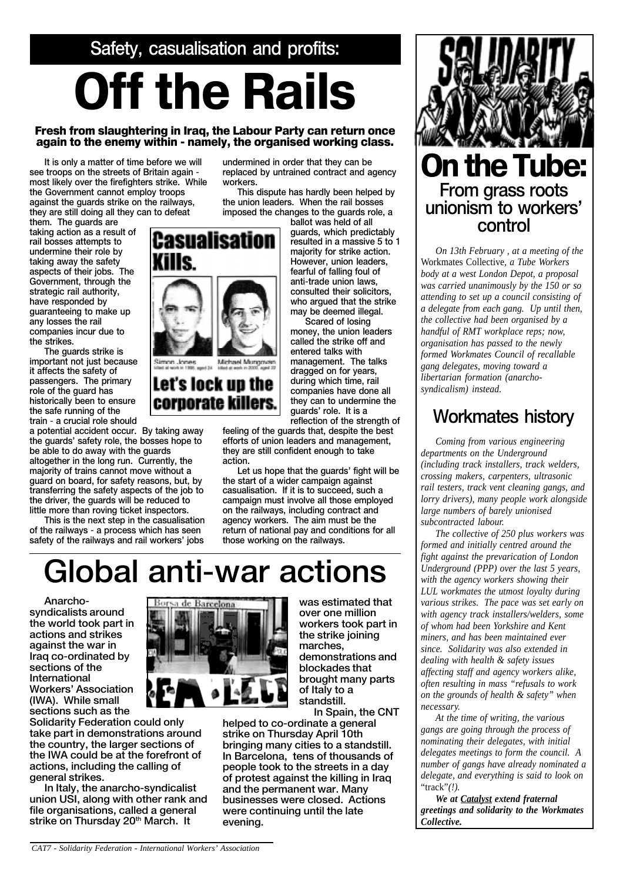## Safety, casualisation and profits:

# Off the Rails

**Fresh from slaughtering in Iraq, the Labour Party can return once again to the enemy within - namely, the organised working class.**

It is only a matter of time before we will see troops on the streets of Britain again - most likely over the firefighters strike. While the Government cannot employ troops against the guards strike on the railways, they are still doing all they can to defeat them. The guards are taking action as a result of rail bosses attempts to undermine their role by taking away the safety aspects of their jobs. The Government, through the strategic rail authority, have responded by guaranteeing to make up any losses the rail companies incur due to the strikes.

The guards strike is important not just because it affects the safety of passengers. The primary role of the guard has historically been to ensure the safe running of the train - a crucial role should a potential accident occur. By taking away the guards' safety role, the bosses hope to be able to do away with the guards altogether in the long run. Currently, the majority of trains cannot move without a guard on board, for safety reasons, but, by transferring the safety aspects of the job to the driver, the guards will be reduced to little more than roving ticket inspectors.

This is the next step in the casualisation of the railways - a process which has seen safety of the railways and rail workers' jobs undermined in order that they can be replaced by untrained contract and agency workers.

This dispute has hardly been helped by the union leaders. When the rail bosses imposed the changes to the guards role, a ballot was held of all guards, which predictably resulted in a massive 5 to 1 majority for strike action. However, union leaders, fearful of falling foul of anti-trade union laws, consulted their solicitors, who argued that the strike may be deemed illegal.

Scared of losing money, the union leaders called the strike off and entered talks with management. The talks dragged on for years, during which time, rail companies have done all they can to undermine the guards' role. It is a reflection of the strength of feeling of the guards that, despite the best efforts of union leaders and management, they are still confident enough to take action.

Let us hope that the guards' fight will be the start of a wider campaign against casualisation. If it is to succeed, such a campaign must involve all those employed on the railways, including contract and agency workers. The aim must be the return of national pay and conditions for all those working on the railways.

**Casualisation Kills.**

Simon Jones, killed at work in 1998, aged 24 — Michael Murgmon, killed at work in 2000, aged 22

**Let's lock up the corporate killers.**

# Global anti-war actions

**Anarcho-syndicalists around the world took part in actions and strikes against the war in Iraq co-ordinated by sections of the International Workers' Association (IWA). While small sections such as the Solidarity Federation could only take part in demonstrations around the country, the larger sections of the IWA could be at the forefront of actions, including the calling of general strikes.**

**In Italy, the anarcho-syndicalist union USI, along with other rank and file organisations, called a general strike on Thursday 20th March. It was estimated that over one million workers took part in the strike joining marches, demonstrations and blockades that brought many parts of Italy to a standstill.**

**In Spain, the CNT helped to co-ordinate a general strike on Thursday April 10th bringing many cities to a standstill. In Barcelona, tens of thousands of people took to the streets in a day of protest against the killing in Iraq and the permanent war. Many businesses were closed. Actions were continuing until the late evening.**

# On the Tube:
## From grass roots unionism to workers' control

*On 13th February , at a meeting of the* Workmates Collective, *a Tube Workers body at a west London Depot, a proposal was carried unanimously by the 150 or so attending to set up a council consisting of a delegate from each gang. Up until then, the collective had been organised by a handful of RMT workplace reps; now, organisation has passed to the newly formed Workmates Council of recallable gang delegates, moving toward a libertarian formation (anarcho-syndicalism) instead.*

## Workmates history

*Coming from various engineering departments on the Underground (including track installers, track welders, crossing makers, carpenters, ultrasonic rail testers, track vent cleaning gangs, and lorry drivers), many people work alongside large numbers of barely unionised subcontracted labour.*

*The collective of 250 plus workers was formed and initially centred around the fight against the prevarication of London Underground (PPP) over the last 5 years, with the agency workers showing their LUL workmates the utmost loyalty during various strikes. The pace was set early on with agency track installers/welders, some of whom had been Yorkshire and Kent miners, and has been maintained ever since. Solidarity was also extended in dealing with health & safety issues affecting staff and agency workers alike, often resulting in mass "refusals to work on the grounds of health & safety" when necessary.*

*At the time of writing, the various gangs are going through the process of nominating their delegates, with initial delegates meetings to form the council. A number of gangs have already nominated a delegate, and everything is said to look on* "track"*(!).*

***We at Catalyst extend fraternal greetings and solidarity to the Workmates Collective.***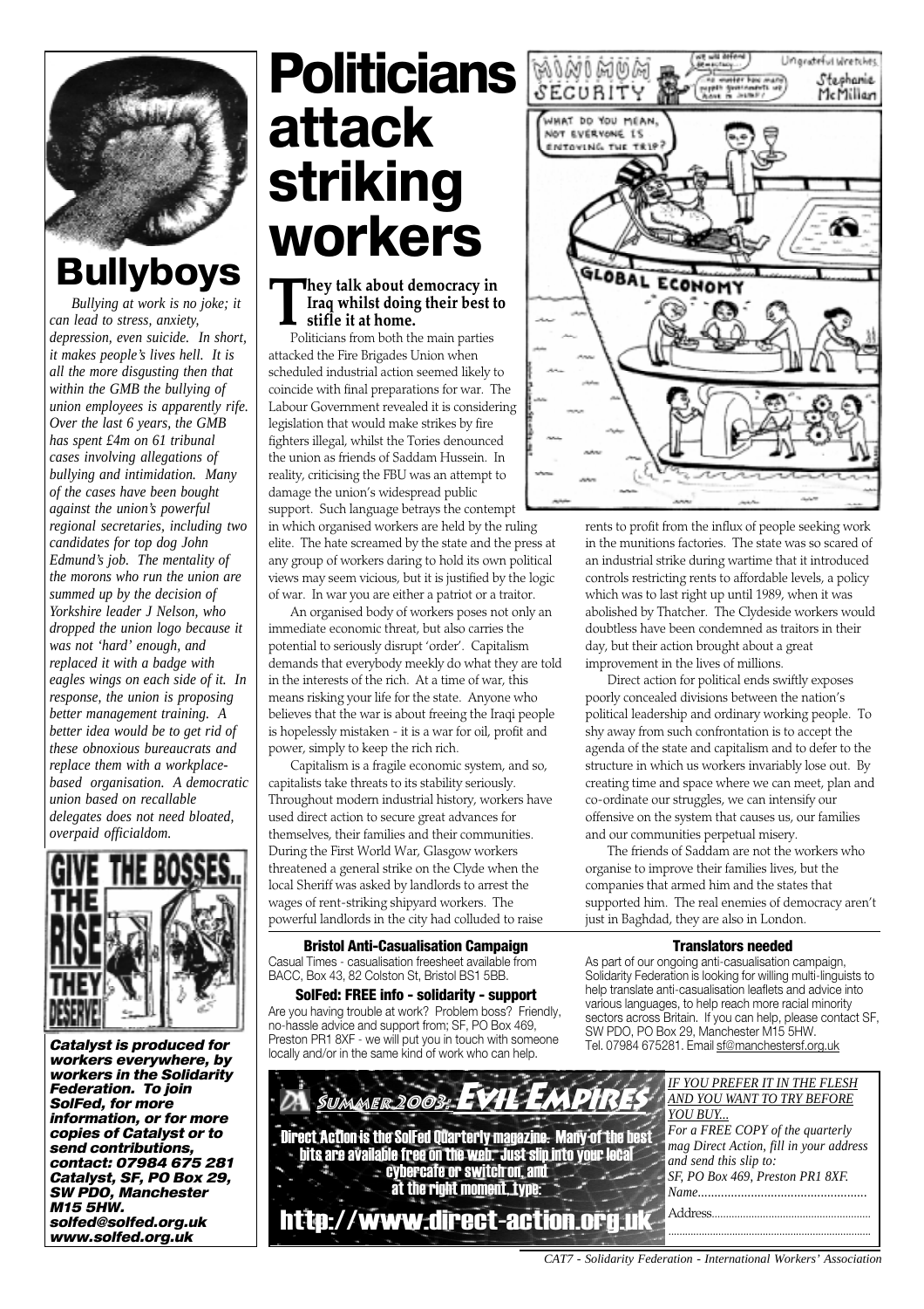# Bullyboys

*Bullying at work is no joke; it can lead to stress, anxiety, depression, even suicide. In short, it makes people's lives hell. It is all the more disgusting then that within the GMB the bullying of union employees is apparently rife. Over the last 6 years, the GMB has spent £4m on 61 tribunal cases involving allegations of bullying and intimidation. Many of the cases have been bought against the union's powerful regional secretaries, including two candidates for top dog John Edmund's job. The mentality of the morons who run the union are summed up by the decision of Yorkshire leader J Nelson, who dropped the union logo because it was not 'hard' enough, and replaced it with a badge with eagles wings on each side of it. In response, the union is proposing better management training. A better idea would be to get rid of these obnoxious bureaucrats and replace them with a workplace-based organisation. A democratic union based on recallable delegates does not need bloated, overpaid officialdom.*

***Catalyst is produced for workers everywhere, by workers in the Solidarity Federation. To join SolFed, for more information, or for more copies of Catalyst or to send contributions, contact: 07984 675 281 Catalyst, SF, PO Box 29, SW PDO, Manchester M15 5HW. solfed@solfed.org.uk www.solfed.org.uk***

# Politicians attack striking workers

**They talk about democracy in Iraq whilst doing their best to stifle it at home.**

Politicians from both the main parties attacked the Fire Brigades Union when scheduled industrial action seemed likely to coincide with final preparations for war. The Labour Government revealed it is considering legislation that would make strikes by fire fighters illegal, whilst the Tories denounced the union as friends of Saddam Hussein. In reality, criticising the FBU was an attempt to damage the union's widespread public support. Such language betrays the contempt in which organised workers are held by the ruling elite. The hate screamed by the state and the press at any group of workers daring to hold its own political views may seem vicious, but it is justified by the logic of war. In war you are either a patriot or a traitor.

An organised body of workers poses not only an immediate economic threat, but also carries the potential to seriously disrupt 'order'. Capitalism demands that everybody meekly do what they are told in the interests of the rich. At a time of war, this means risking your life for the state. Anyone who believes that the war is about freeing the Iraqi people is hopelessly mistaken - it is a war for oil, profit and power, simply to keep the rich rich.

Capitalism is a fragile economic system, and so, capitalists take threats to its stability seriously. Throughout modern industrial history, workers have used direct action to secure great advances for themselves, their families and their communities. During the First World War, Glasgow workers threatened a general strike on the Clyde when the local Sheriff was asked by landlords to arrest the wages of rent-striking shipyard workers. The powerful landlords in the city had colluded to raise rents to profit from the influx of people seeking work in the munitions factories. The state was so scared of an industrial strike during wartime that it introduced controls restricting rents to affordable levels, a policy which was to last right up until 1989, when it was abolished by Thatcher. The Clydeside workers would doubtless have been condemned as traitors in their day, but their action brought about a great improvement in the lives of millions.

Direct action for political ends swiftly exposes poorly concealed divisions between the nation's political leadership and ordinary working people. To shy away from such confrontation is to accept the agenda of the state and capitalism and to defer to the structure in which us workers invariably lose out. By creating time and space where we can meet, plan and co-ordinate our struggles, we can intensify our offensive on the system that causes us, our families and our communities perpetual misery.

The friends of Saddam are not the workers who organise to improve their families lives, but the companies that armed him and the states that supported him. The real enemies of democracy aren't just in Baghdad, they are also in London.

### Bristol Anti-Casualisation Campaign

Casual Times - casualisation freesheet available from BACC, Box 43, 82 Colston St, Bristol BS1 5BB.

### SolFed: FREE info - solidarity - support

Are you having trouble at work? Problem boss? Friendly, no-hassle advice and support from; SF, PO Box 469, Preston PR1 8XF - we will put you in touch with someone locally and/or in the same kind of work who can help.

### Translators needed

As part of our ongoing anti-casualisation campaign, Solidarity Federation is looking for willing multi-linguists to help translate anti-casualisation leaflets and advice into various languages, to help reach more racial minority sectors across Britain. If you can help, please contact SF, SW PDO, PO Box 29, Manchester M15 5HW. Tel. 07984 675281. Email sf@manchestersf.org.uk

**DA SUMMER 2003: EVIL EMPIRES**

**Direct Action is the SolFed Quarterly magazine. Many of the best bits are available free on the web. Just slip into your local cybercafe or switch on, and at the right moment, type:**

**http://www.direct-action.org.uk**

*IF YOU PREFER IT IN THE FLESH AND YOU WANT TO TRY BEFORE YOU BUY...*

*For a FREE COPY of the quarterly mag Direct Action, fill in your address and send this slip to: SF, PO Box 469, Preston PR1 8XF.*

*Name..................................................*

Address.......................................................

...................................................................

*CAT7 - Solidarity Federation - International Workers' Association*